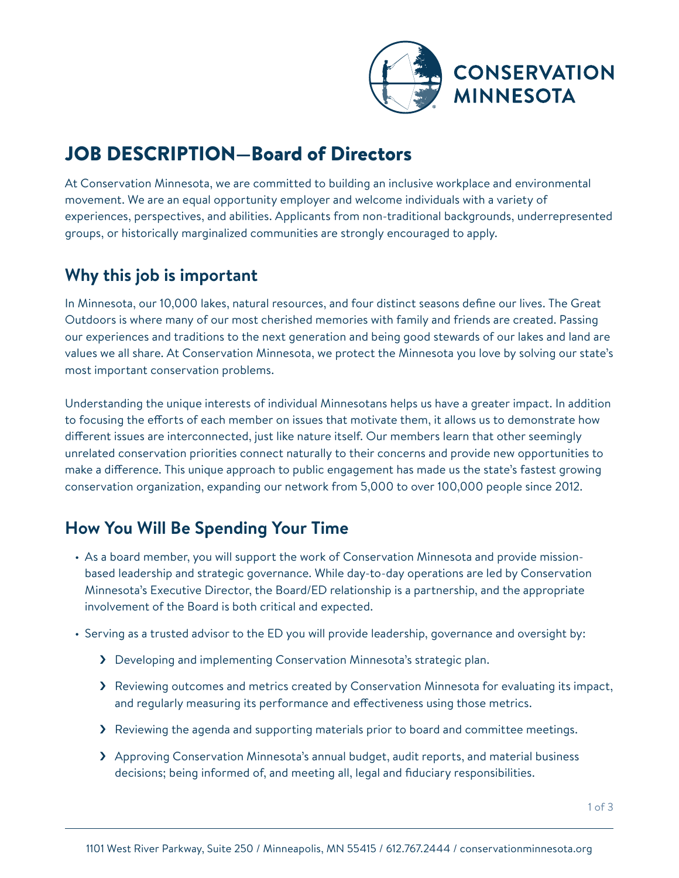CONSERVATION MINNESOTA

# JOB DESCRIPTION—Board of Directors

At Conservation Minnesota, we are committed to building an inclusive workplace and environmental movement. We are an equal opportunity employer and welcome individuals with a variety of experiences, perspectives, and abilities. Applicants from non-traditional backgrounds, underrepresented groups, or historically marginalized communities are strongly encouraged to apply.

## Why this job is important

In Minnesota, our 10,000 lakes, natural resources, and four distinct seasons define our lives. The Great Outdoors is where many of our most cherished memories with family and friends are created. Passing our experiences and traditions to the next generation and being good stewards of our lakes and land are values we all share. At Conservation Minnesota, we protect the Minnesota you love by solving our state's most important conservation problems.

Understanding the unique interests of individual Minnesotans helps us have a greater impact. In addition to focusing the efforts of each member on issues that motivate them, it allows us to demonstrate how different issues are interconnected, just like nature itself. Our members learn that other seemingly unrelated conservation priorities connect naturally to their concerns and provide new opportunities to make a difference. This unique approach to public engagement has made us the state's fastest growing conservation organization, expanding our network from 5,000 to over 100,000 people since 2012.

## How You Will Be Spending Your Time

- As a board member, you will support the work of Conservation Minnesota and provide mission-based leadership and strategic governance. While day-to-day operations are led by Conservation Minnesota's Executive Director, the Board/ED relationship is a partnership, and the appropriate involvement of the Board is both critical and expected.
- Serving as a trusted advisor to the ED you will provide leadership, governance and oversight by:
  - Developing and implementing Conservation Minnesota's strategic plan.
  - Reviewing outcomes and metrics created by Conservation Minnesota for evaluating its impact, and regularly measuring its performance and effectiveness using those metrics.
  - Reviewing the agenda and supporting materials prior to board and committee meetings.
  - Approving Conservation Minnesota's annual budget, audit reports, and material business decisions; being informed of, and meeting all, legal and fiduciary responsibilities.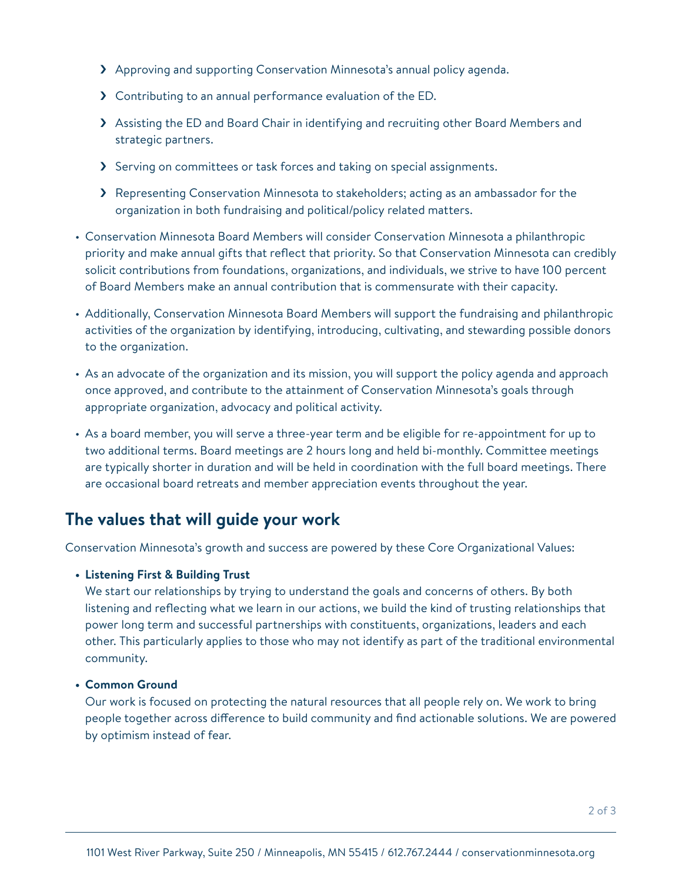- Approving and supporting Conservation Minnesota's annual policy agenda.
- Contributing to an annual performance evaluation of the ED.
- Assisting the ED and Board Chair in identifying and recruiting other Board Members and strategic partners.
- Serving on committees or task forces and taking on special assignments.
- Representing Conservation Minnesota to stakeholders; acting as an ambassador for the organization in both fundraising and political/policy related matters.

- Conservation Minnesota Board Members will consider Conservation Minnesota a philanthropic priority and make annual gifts that reflect that priority. So that Conservation Minnesota can credibly solicit contributions from foundations, organizations, and individuals, we strive to have 100 percent of Board Members make an annual contribution that is commensurate with their capacity.
- Additionally, Conservation Minnesota Board Members will support the fundraising and philanthropic activities of the organization by identifying, introducing, cultivating, and stewarding possible donors to the organization.
- As an advocate of the organization and its mission, you will support the policy agenda and approach once approved, and contribute to the attainment of Conservation Minnesota's goals through appropriate organization, advocacy and political activity.
- As a board member, you will serve a three-year term and be eligible for re-appointment for up to two additional terms. Board meetings are 2 hours long and held bi-monthly. Committee meetings are typically shorter in duration and will be held in coordination with the full board meetings. There are occasional board retreats and member appreciation events throughout the year.

## The values that will guide your work

Conservation Minnesota's growth and success are powered by these Core Organizational Values:

- **Listening First & Building Trust**
  We start our relationships by trying to understand the goals and concerns of others. By both listening and reflecting what we learn in our actions, we build the kind of trusting relationships that power long term and successful partnerships with constituents, organizations, leaders and each other. This particularly applies to those who may not identify as part of the traditional environmental community.
- **Common Ground**
  Our work is focused on protecting the natural resources that all people rely on. We work to bring people together across difference to build community and find actionable solutions. We are powered by optimism instead of fear.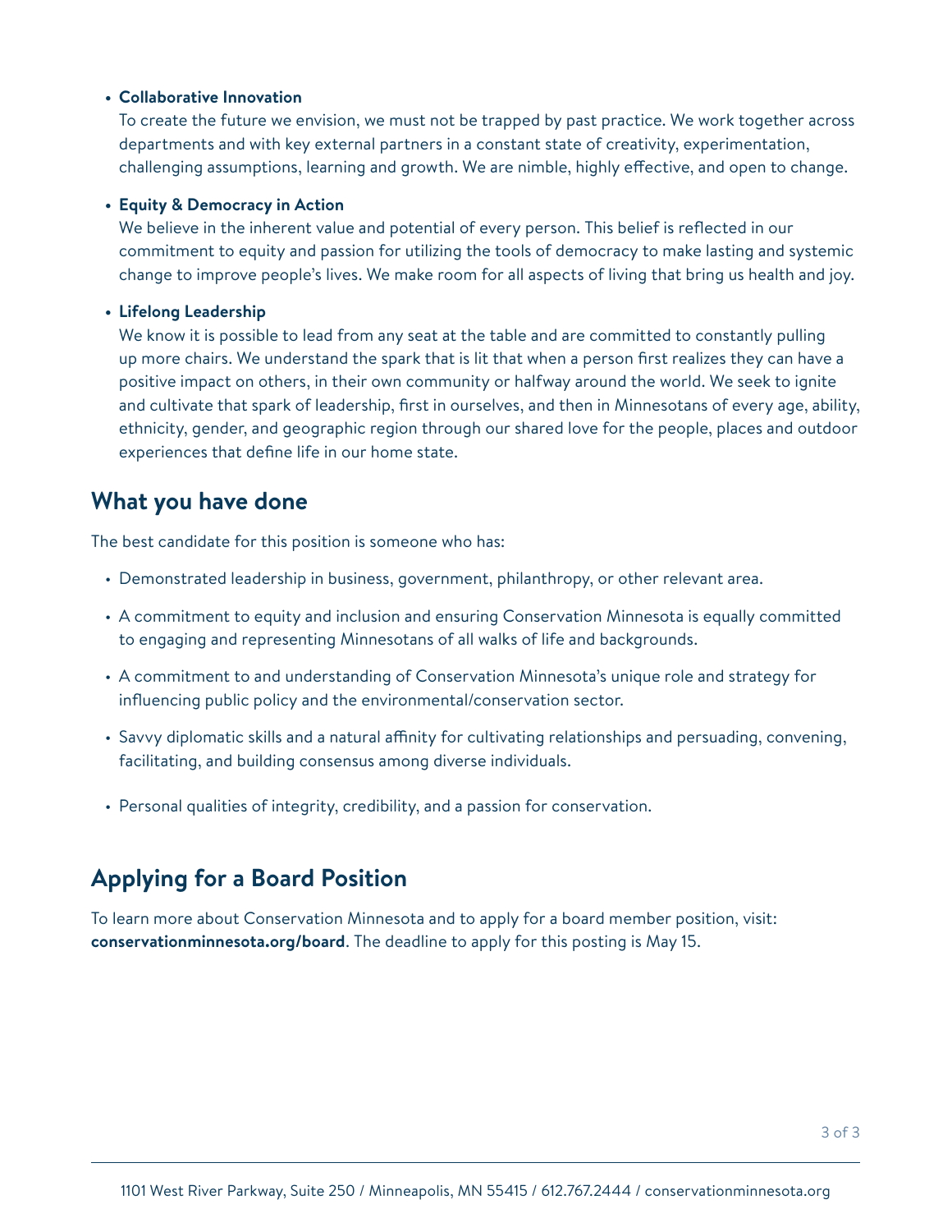- **Collaborative Innovation**
  To create the future we envision, we must not be trapped by past practice. We work together across departments and with key external partners in a constant state of creativity, experimentation, challenging assumptions, learning and growth. We are nimble, highly effective, and open to change.

- **Equity & Democracy in Action**
  We believe in the inherent value and potential of every person. This belief is reflected in our commitment to equity and passion for utilizing the tools of democracy to make lasting and systemic change to improve people's lives. We make room for all aspects of living that bring us health and joy.

- **Lifelong Leadership**
  We know it is possible to lead from any seat at the table and are committed to constantly pulling up more chairs. We understand the spark that is lit that when a person first realizes they can have a positive impact on others, in their own community or halfway around the world. We seek to ignite and cultivate that spark of leadership, first in ourselves, and then in Minnesotans of every age, ability, ethnicity, gender, and geographic region through our shared love for the people, places and outdoor experiences that define life in our home state.

## What you have done

The best candidate for this position is someone who has:

- Demonstrated leadership in business, government, philanthropy, or other relevant area.
- A commitment to equity and inclusion and ensuring Conservation Minnesota is equally committed to engaging and representing Minnesotans of all walks of life and backgrounds.
- A commitment to and understanding of Conservation Minnesota's unique role and strategy for influencing public policy and the environmental/conservation sector.
- Savvy diplomatic skills and a natural affinity for cultivating relationships and persuading, convening, facilitating, and building consensus among diverse individuals.
- Personal qualities of integrity, credibility, and a passion for conservation.

## Applying for a Board Position

To learn more about Conservation Minnesota and to apply for a board member position, visit: **conservationminnesota.org/board**. The deadline to apply for this posting is May 15.

1101 West River Parkway, Suite 250 / Minneapolis, MN 55415 / 612.767.2444 / conservationminnesota.org